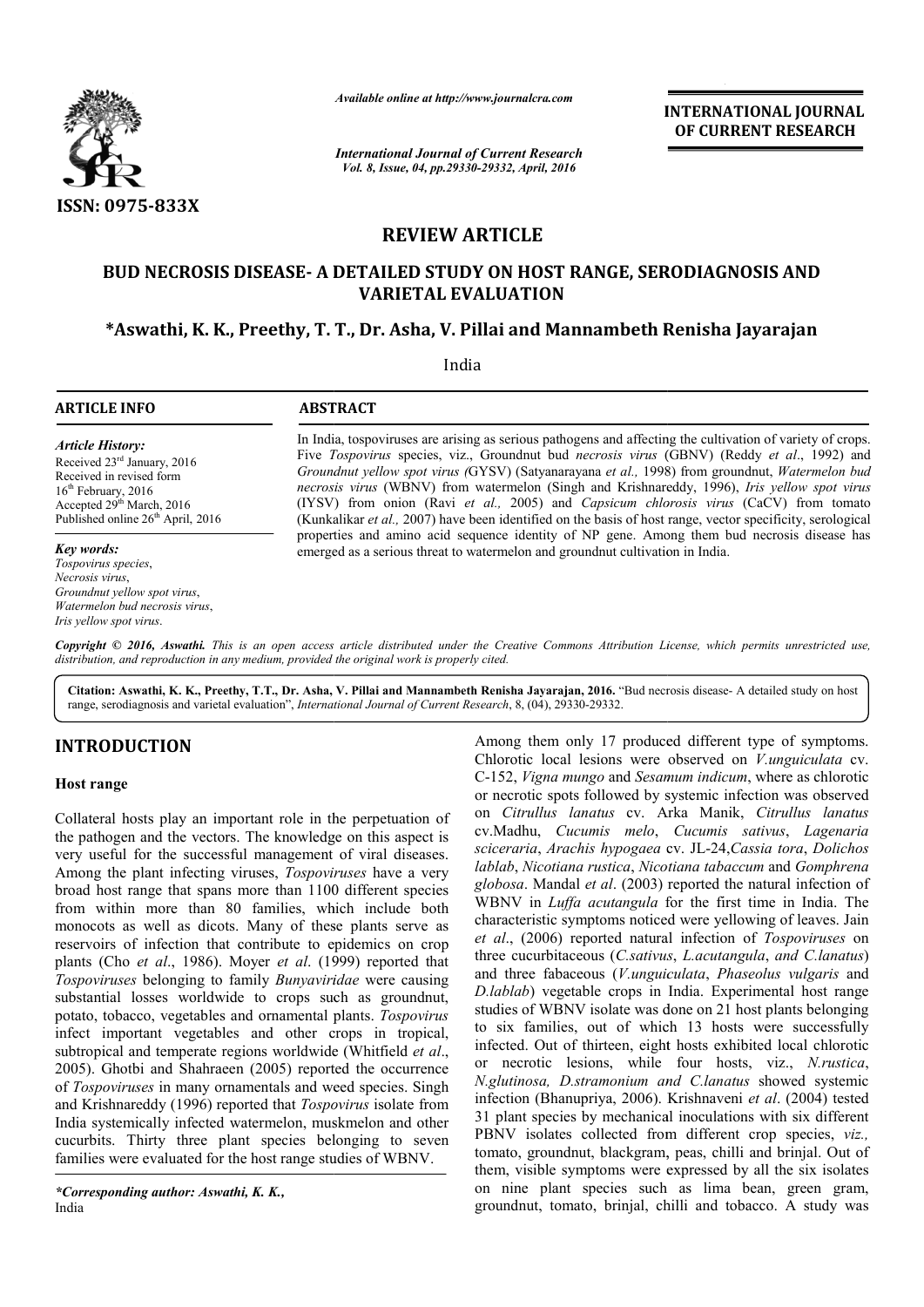*Available online at http://www.journalcra.com*

*International Journal of Current Research*

ISSN: 0975-833X

**INTERNATIONAL JOURNAL OF CURRENT RESEARCH**

# REVIEW ARTICLE

## BUD NECROSIS DISEASE- A DETAILED STUDY ON HOST RANGE, SERODIAGNOSIS AND VARIETAL EVALUATION

**\*Aswathi, K. K., Preethy, T. T., Dr. Asha, V. Pillai and Mannambeth Renisha Jayarajan**

India

**ARTICLE INFO**

*Article History:*

Received 23rd January, 2016
Received in revised form
16th February, 2016
Accepted 29th March, 2016
Published online 26th April, 2016

*Key words:*

*Tospovirus species*,
*Necrosis virus*,
*Groundnut yellow spot virus*,
*Watermelon bud necrosis virus*,
*Iris yellow spot virus*.

**ABSTRACT**

In India, tospoviruses are arising as serious pathogens and affecting the cultivation of variety of crops. Five *Tospovirus* species, viz., Groundnut bud *necrosis virus* (GBNV) (Reddy *et al*., 1992) and *Groundnut yellow spot virus (*GYSV) (Satyanarayana *et al.,* 1998) from groundnut, *Watermelon bud necrosis virus* (WBNV) from watermelon (Singh and Krishnareddy, 1996), *Iris yellow spot virus* (IYSV) from onion (Ravi *et al.,* 2005) and *Capsicum chlorosis virus* (CaCV) from tomato (Kunkalikar *et al.,* 2007) have been identified on the basis of host range, vector specificity, serological properties and amino acid sequence identity of NP gene. Among them bud necrosis disease has emerged as a serious threat to watermelon and groundnut cultivation in India.

*Copyright © 2016, Aswathi. This is an open access article distributed under the Creative Commons Attribution License, which permits unrestricted use, distribution, and reproduction in any medium, provided the original work is properly cited.*

**Citation: Aswathi, K. K., Preethy, T.T., Dr. Asha, V. Pillai and Mannambeth Renisha Jayarajan, 2016.** "Bud necrosis disease- A detailed study on host range, serodiagnosis and varietal evaluation", *International Journal of Current Research*, 8, (04), 29330-29332.

# INTRODUCTION

## Host range

Collateral hosts play an important role in the perpetuation of the pathogen and the vectors. The knowledge on this aspect is very useful for the successful management of viral diseases. Among the plant infecting viruses, *Tospoviruses* have a very broad host range that spans more than 1100 different species from within more than 80 families, which include both monocots as well as dicots. Many of these plants serve as reservoirs of infection that contribute to epidemics on crop plants (Cho *et al*., 1986). Moyer *et al*. (1999) reported that *Tospoviruses* belonging to family *Bunyaviridae* were causing substantial losses worldwide to crops such as groundnut, potato, tobacco, vegetables and ornamental plants. *Tospovirus* infect important vegetables and other crops in tropical, subtropical and temperate regions worldwide (Whitfield *et al*., 2005). Ghotbi and Shahraeen (2005) reported the occurrence of *Tospoviruses* in many ornamentals and weed species. Singh and Krishnareddy (1996) reported that *Tospovirus* isolate from India systemically infected watermelon, muskmelon and other cucurbits. Thirty three plant species belonging to seven families were evaluated for the host range studies of WBNV.

*\*Corresponding author: Aswathi, K. K.,*
India

Among them only 17 produced different type of symptoms. Chlorotic local lesions were observed on *V.unguiculata* cv. C-152, *Vigna mungo* and *Sesamum indicum*, where as chlorotic or necrotic spots followed by systemic infection was observed on *Citrullus lanatus* cv. Arka Manik, *Citrullus lanatus* cv.Madhu, *Cucumis melo*, *Cucumis sativus*, *Lagenaria sciceraria*, *Arachis hypogaea* cv. JL-24,*Cassia tora*, *Dolichos lablab*, *Nicotiana rustica*, *Nicotiana tabaccum* and *Gomphrena globosa*. Mandal *et al*. (2003) reported the natural infection of WBNV in *Luffa acutangula* for the first time in India. The characteristic symptoms noticed were yellowing of leaves. Jain *et al*., (2006) reported natural infection of *Tospoviruses* on three cucurbitaceous (*C.sativus*, *L.acutangula*, *and C.lanatus*) and three fabaceous (*V.unguiculata*, *Phaseolus vulgaris* and *D.lablab*) vegetable crops in India. Experimental host range studies of WBNV isolate was done on 21 host plants belonging to six families, out of which 13 hosts were successfully infected. Out of thirteen, eight hosts exhibited local chlorotic or necrotic lesions, while four hosts, viz., *N.rustica*, *N.glutinosa, D.stramonium and C.lanatus* showed systemic infection (Bhanupriya, 2006). Krishnaveni *et al*. (2004) tested 31 plant species by mechanical inoculations with six different PBNV isolates collected from different crop species, *viz.,* tomato, groundnut, blackgram, peas, chilli and brinjal. Out of them, visible symptoms were expressed by all the six isolates on nine plant species such as lima bean, green gram, groundnut, tomato, brinjal, chilli and tobacco. A study was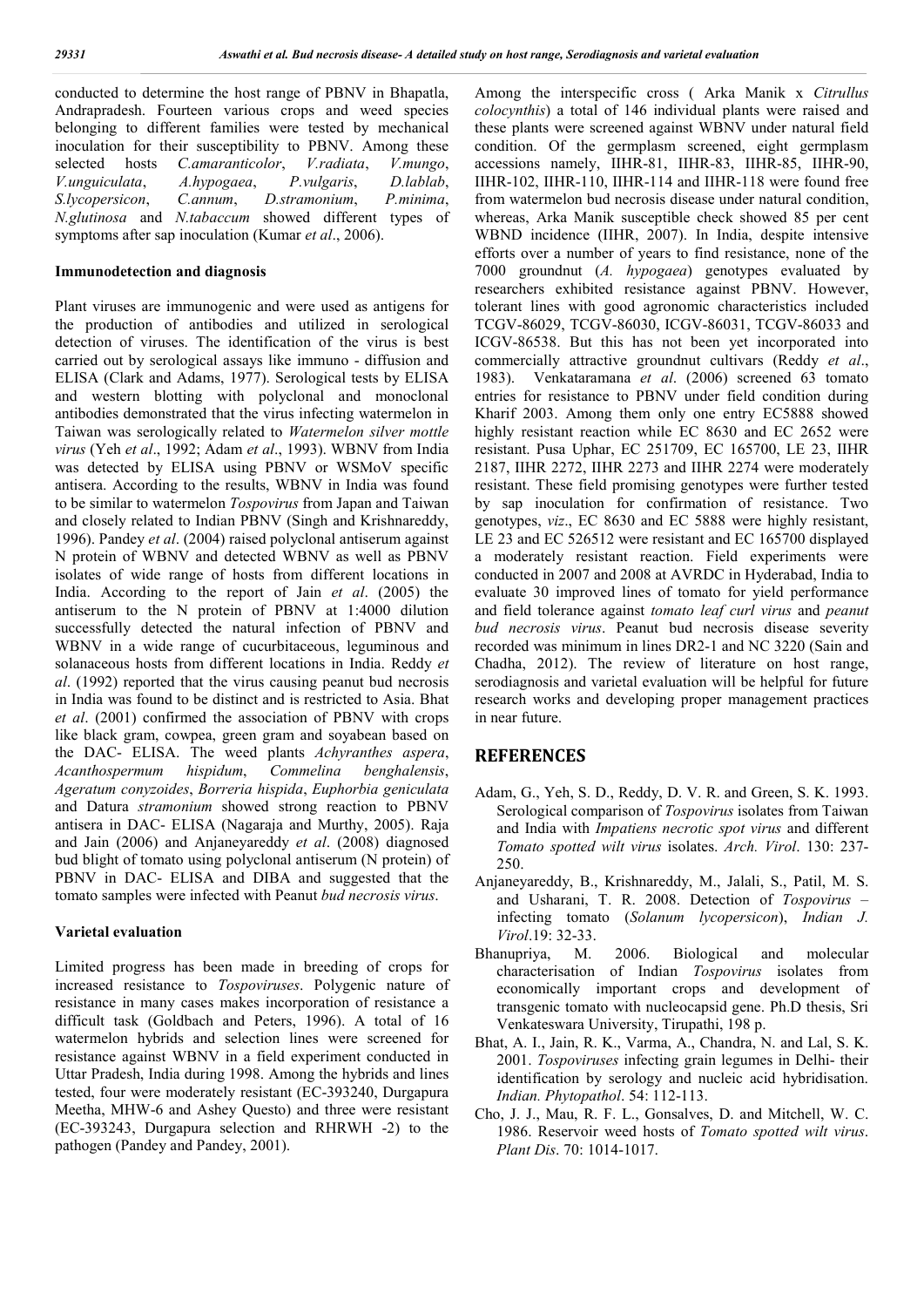conducted to determine the host range of PBNV in Bhapatla, Andrapradesh. Fourteen various crops and weed species belonging to different families were tested by mechanical inoculation for their susceptibility to PBNV. Among these selected hosts *C.amaranticolor*, *V.radiata*, *V.mungo*, *V.unguiculata*, *A.hypogaea*, *P.vulgaris*, *D.lablab*, *S.lycopersicon*, *C.annum*, *D.stramonium*, *P.minima*, *N.glutinosa* and *N.tabaccum* showed different types of symptoms after sap inoculation (Kumar *et al*., 2006).

**Immunodetection and diagnosis**

Plant viruses are immunogenic and were used as antigens for the production of antibodies and utilized in serological detection of viruses. The identification of the virus is best carried out by serological assays like immuno - diffusion and ELISA (Clark and Adams, 1977). Serological tests by ELISA and western blotting with polyclonal and monoclonal antibodies demonstrated that the virus infecting watermelon in Taiwan was serologically related to *Watermelon silver mottle virus* (Yeh *et al*., 1992; Adam *et al*., 1993). WBNV from India was detected by ELISA using PBNV or WSMoV specific antisera. According to the results, WBNV in India was found to be similar to watermelon *Tospovirus* from Japan and Taiwan and closely related to Indian PBNV (Singh and Krishnareddy, 1996). Pandey *et al*. (2004) raised polyclonal antiserum against N protein of WBNV and detected WBNV as well as PBNV isolates of wide range of hosts from different locations in India. According to the report of Jain *et al*. (2005) the antiserum to the N protein of PBNV at 1:4000 dilution successfully detected the natural infection of PBNV and WBNV in a wide range of cucurbitaceous, leguminous and solanaceous hosts from different locations in India. Reddy *et al*. (1992) reported that the virus causing peanut bud necrosis in India was found to be distinct and is restricted to Asia. Bhat *et al*. (2001) confirmed the association of PBNV with crops like black gram, cowpea, green gram and soyabean based on the DAC- ELISA. The weed plants *Achyranthes aspera*, *Acanthospermum hispidum*, *Commelina benghalensis*, *Ageratum conyzoides*, *Borreria hispida*, *Euphorbia geniculata* and Datura *stramonium* showed strong reaction to PBNV antisera in DAC- ELISA (Nagaraja and Murthy, 2005). Raja and Jain (2006) and Anjaneyareddy *et al*. (2008) diagnosed bud blight of tomato using polyclonal antiserum (N protein) of PBNV in DAC- ELISA and DIBA and suggested that the tomato samples were infected with Peanut *bud necrosis virus*.

**Varietal evaluation**

Limited progress has been made in breeding of crops for increased resistance to *Tospoviruses*. Polygenic nature of resistance in many cases makes incorporation of resistance a difficult task (Goldbach and Peters, 1996). A total of 16 watermelon hybrids and selection lines were screened for resistance against WBNV in a field experiment conducted in Uttar Pradesh, India during 1998. Among the hybrids and lines tested, four were moderately resistant (EC-393240, Durgapura Meetha, MHW-6 and Ashey Questo) and three were resistant (EC-393243, Durgapura selection and RHRWH -2) to the pathogen (Pandey and Pandey, 2001).

Among the interspecific cross ( Arka Manik x *Citrullus colocynthis*) a total of 146 individual plants were raised and these plants were screened against WBNV under natural field condition. Of the germplasm screened, eight germplasm accessions namely, IIHR-81, IIHR-83, IIHR-85, IIHR-90, IIHR-102, IIHR-110, IIHR-114 and IIHR-118 were found free from watermelon bud necrosis disease under natural condition, whereas, Arka Manik susceptible check showed 85 per cent WBND incidence (IIHR, 2007). In India, despite intensive efforts over a number of years to find resistance, none of the 7000 groundnut (*A. hypogaea*) genotypes evaluated by researchers exhibited resistance against PBNV. However, tolerant lines with good agronomic characteristics included TCGV-86029, TCGV-86030, ICGV-86031, TCGV-86033 and ICGV-86538. But this has not been yet incorporated into commercially attractive groundnut cultivars (Reddy *et al*., 1983). Venkataramana *et al*. (2006) screened 63 tomato entries for resistance to PBNV under field condition during Kharif 2003. Among them only one entry EC5888 showed highly resistant reaction while EC 8630 and EC 2652 were resistant. Pusa Uphar, EC 251709, EC 165700, LE 23, IIHR 2187, IIHR 2272, IIHR 2273 and IIHR 2274 were moderately resistant. These field promising genotypes were further tested by sap inoculation for confirmation of resistance. Two genotypes, *viz*., EC 8630 and EC 5888 were highly resistant, LE 23 and EC 526512 were resistant and EC 165700 displayed a moderately resistant reaction. Field experiments were conducted in 2007 and 2008 at AVRDC in Hyderabad, India to evaluate 30 improved lines of tomato for yield performance and field tolerance against *tomato leaf curl virus* and *peanut bud necrosis virus*. Peanut bud necrosis disease severity recorded was minimum in lines DR2-1 and NC 3220 (Sain and Chadha, 2012). The review of literature on host range, serodiagnosis and varietal evaluation will be helpful for future research works and developing proper management practices in near future.

## REFERENCES

Adam, G., Yeh, S. D., Reddy, D. V. R. and Green, S. K. 1993. Serological comparison of *Tospovirus* isolates from Taiwan and India with *Impatiens necrotic spot virus* and different *Tomato spotted wilt virus* isolates. *Arch. Virol*. 130: 237-250.

Anjaneyareddy, B., Krishnareddy, M., Jalali, S., Patil, M. S. and Usharani, T. R. 2008. Detection of *Tospovirus* – infecting tomato (*Solanum lycopersicon*), *Indian J. Virol*.19: 32-33.

Bhanupriya, M. 2006. Biological and molecular characterisation of Indian *Tospovirus* isolates from economically important crops and development of transgenic tomato with nucleocapsid gene. Ph.D thesis, Sri Venkateswara University, Tirupathi, 198 p.

Bhat, A. I., Jain, R. K., Varma, A., Chandra, N. and Lal, S. K. 2001. *Tospoviruses* infecting grain legumes in Delhi- their identification by serology and nucleic acid hybridisation. *Indian. Phytopathol*. 54: 112-113.

Cho, J. J., Mau, R. F. L., Gonsalves, D. and Mitchell, W. C. 1986. Reservoir weed hosts of *Tomato spotted wilt virus*. *Plant Dis*. 70: 1014-1017.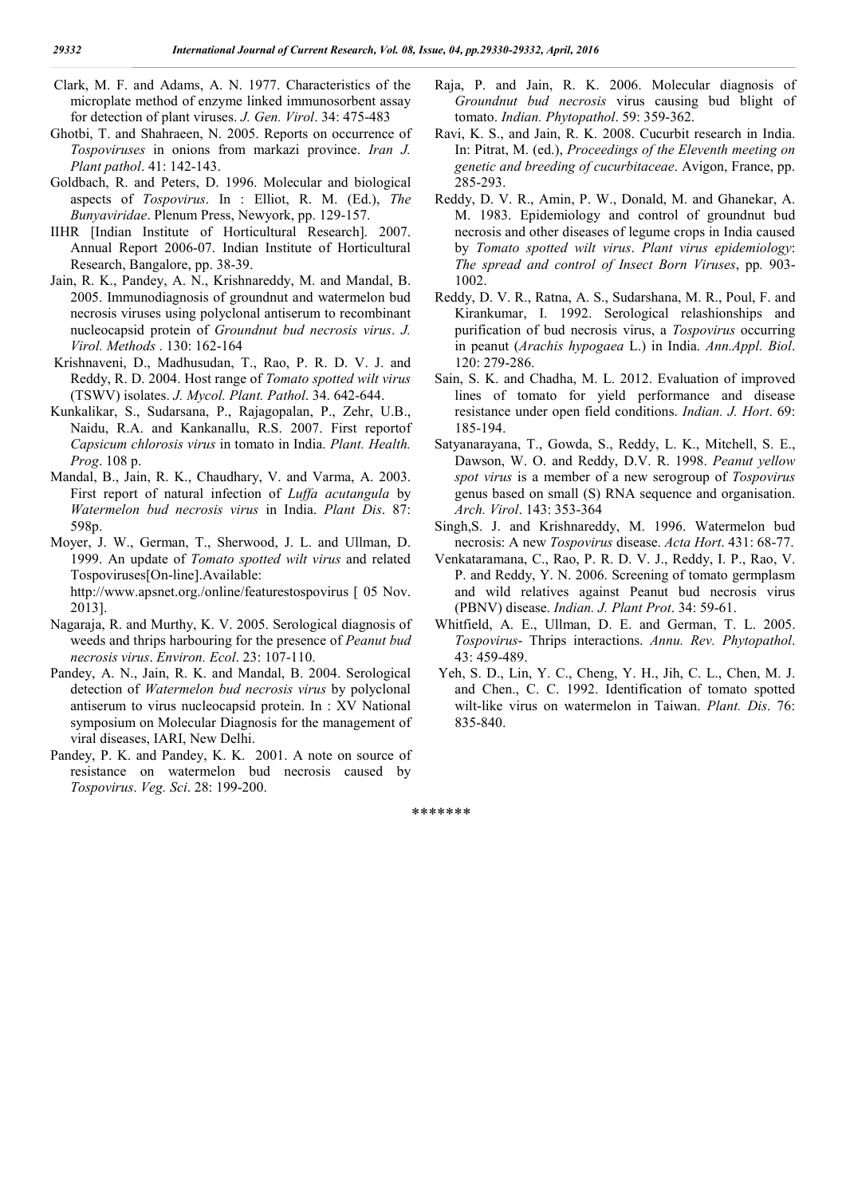Clark, M. F. and Adams, A. N. 1977. Characteristics of the microplate method of enzyme linked immunosorbent assay for detection of plant viruses. *J. Gen. Virol*. 34: 475-483

Ghotbi, T. and Shahraeen, N. 2005. Reports on occurrence of *Tospoviruses* in onions from markazi province. *Iran J. Plant pathol*. 41: 142-143.

Goldbach, R. and Peters, D. 1996. Molecular and biological aspects of *Tospovirus*. In : Elliot, R. M. (Ed.), *The Bunyaviridae*. Plenum Press, Newyork, pp. 129-157.

IIHR [Indian Institute of Horticultural Research]. 2007. Annual Report 2006-07. Indian Institute of Horticultural Research, Bangalore, pp. 38-39.

Jain, R. K., Pandey, A. N., Krishnareddy, M. and Mandal, B. 2005. Immunodiagnosis of groundnut and watermelon bud necrosis viruses using polyclonal antiserum to recombinant nucleocapsid protein of *Groundnut bud necrosis virus*. *J. Virol. Methods* . 130: 162-164

Krishnaveni, D., Madhusudan, T., Rao, P. R. D. V. J. and Reddy, R. D. 2004. Host range of *Tomato spotted wilt virus* (TSWV) isolates. *J. Mycol. Plant. Pathol*. 34. 642-644.

Kunkalikar, S., Sudarsana, P., Rajagopalan, P., Zehr, U.B., Naidu, R.A. and Kankanallu, R.S. 2007. First reportof *Capsicum chlorosis virus* in tomato in India. *Plant. Health. Prog*. 108 p.

Mandal, B., Jain, R. K., Chaudhary, V. and Varma, A. 2003. First report of natural infection of *Luffa acutangula* by *Watermelon bud necrosis virus* in India. *Plant Dis*. 87: 598p.

Moyer, J. W., German, T., Sherwood, J. L. and Ullman, D. 1999. An update of *Tomato spotted wilt virus* and related Tospoviruses[On-line].Available: http://www.apsnet.org./online/featurestospovirus [ 05 Nov. 2013].

Nagaraja, R. and Murthy, K. V. 2005. Serological diagnosis of weeds and thrips harbouring for the presence of *Peanut bud necrosis virus*. *Environ. Ecol*. 23: 107-110.

Pandey, A. N., Jain, R. K. and Mandal, B. 2004. Serological detection of *Watermelon bud necrosis virus* by polyclonal antiserum to virus nucleocapsid protein. In : XV National symposium on Molecular Diagnosis for the management of viral diseases, IARI, New Delhi.

Pandey, P. K. and Pandey, K. K. 2001. A note on source of resistance on watermelon bud necrosis caused by *Tospovirus*. *Veg. Sci*. 28: 199-200.

Raja, P. and Jain, R. K. 2006. Molecular diagnosis of *Groundnut bud necrosis* virus causing bud blight of tomato. *Indian. Phytopathol*. 59: 359-362.

Ravi, K. S., and Jain, R. K. 2008. Cucurbit research in India. In: Pitrat, M. (ed.), *Proceedings of the Eleventh meeting on genetic and breeding of cucurbitaceae*. Avigon, France, pp. 285-293.

Reddy, D. V. R., Amin, P. W., Donald, M. and Ghanekar, A. M. 1983. Epidemiology and control of groundnut bud necrosis and other diseases of legume crops in India caused by *Tomato spotted wilt virus*. *Plant virus epidemiology*: *The spread and control of Insect Born Viruses*, pp. 903-1002.

Reddy, D. V. R., Ratna, A. S., Sudarshana, M. R., Poul, F. and Kirankumar, I. 1992. Serological relashionships and purification of bud necrosis virus, a *Tospovirus* occurring in peanut (*Arachis hypogaea* L.) in India. *Ann.Appl. Biol*. 120: 279-286.

Sain, S. K. and Chadha, M. L. 2012. Evaluation of improved lines of tomato for yield performance and disease resistance under open field conditions. *Indian. J. Hort*. 69: 185-194.

Satyanarayana, T., Gowda, S., Reddy, L. K., Mitchell, S. E., Dawson, W. O. and Reddy, D.V. R. 1998. *Peanut yellow spot virus* is a member of a new serogroup of *Tospovirus* genus based on small (S) RNA sequence and organisation. *Arch. Virol*. 143: 353-364

Singh,S. J. and Krishnareddy, M. 1996. Watermelon bud necrosis: A new *Tospovirus* disease. *Acta Hort*. 431: 68-77.

Venkataramana, C., Rao, P. R. D. V. J., Reddy, I. P., Rao, V. P. and Reddy, Y. N. 2006. Screening of tomato germplasm and wild relatives against Peanut bud necrosis virus (PBNV) disease. *Indian. J. Plant Prot*. 34: 59-61.

Whitfield, A. E., Ullman, D. E. and German, T. L. 2005. *Tospovirus*- Thrips interactions. *Annu. Rev. Phytopathol*. 43: 459-489.

Yeh, S. D., Lin, Y. C., Cheng, Y. H., Jih, C. L., Chen, M. J. and Chen., C. C. 1992. Identification of tomato spotted wilt-like virus on watermelon in Taiwan. *Plant. Dis*. 76: 835-840.

\*\*\*\*\*\*\*